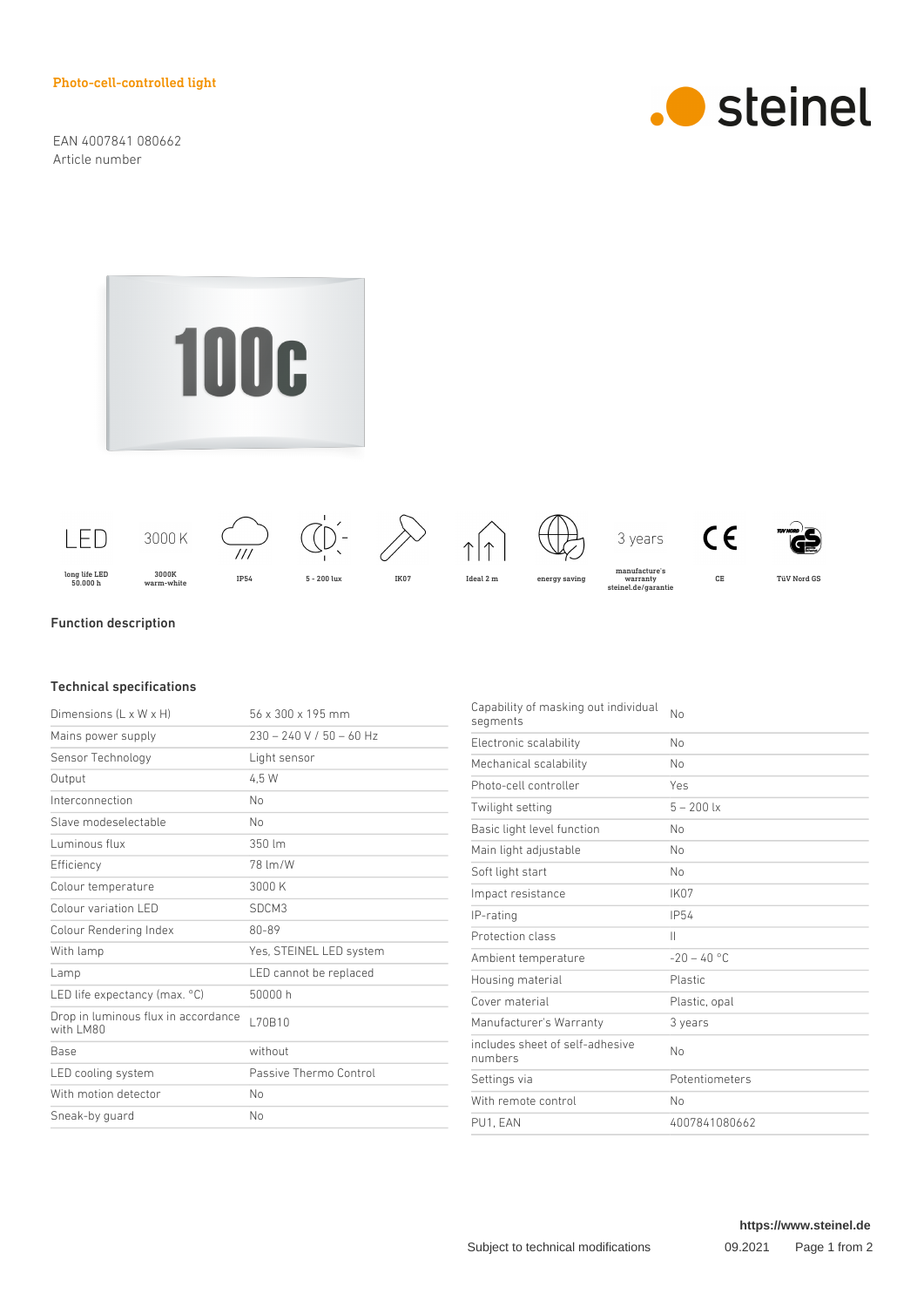Photo-cell-controlled light

EAN 4007841 080662
Article number

LED long life LED 50.000 h | 3000 K 3000K warm-white | IP54 | 5 - 200 lux | IK07 | Ideal 2 m | energy saving | 3 years manufacture's warranty steinel.de/garantie | CE | TÜV Nord GS

## Function description

## Technical specifications

| | |
|---|---|
| Dimensions (L x W x H) | 56 x 300 x 195 mm |
| Mains power supply | 230 – 240 V / 50 – 60 Hz |
| Sensor Technology | Light sensor |
| Output | 4,5 W |
| Interconnection | No |
| Slave modeselectable | No |
| Luminous flux | 350 lm |
| Efficiency | 78 lm/W |
| Colour temperature | 3000 K |
| Colour variation LED | SDCM3 |
| Colour Rendering Index | 80-89 |
| With lamp | Yes, STEINEL LED system |
| Lamp | LED cannot be replaced |
| LED life expectancy (max. °C) | 50000 h |
| Drop in luminous flux in accordance with LM80 | L70B10 |
| Base | without |
| LED cooling system | Passive Thermo Control |
| With motion detector | No |
| Sneak-by guard | No |
| Capability of masking out individual segments | No |
| Electronic scalability | No |
| Mechanical scalability | No |
| Photo-cell controller | Yes |
| Twilight setting | 5 – 200 lx |
| Basic light level function | No |
| Main light adjustable | No |
| Soft light start | No |
| Impact resistance | IK07 |
| IP-rating | IP54 |
| Protection class | II |
| Ambient temperature | -20 – 40 °C |
| Housing material | Plastic |
| Cover material | Plastic, opal |
| Manufacturer's Warranty | 3 years |
| includes sheet of self-adhesive numbers | No |
| Settings via | Potentiometers |
| With remote control | No |
| PU1, EAN | 4007841080662 |

https://www.steinel.de

Subject to technical modifications 09.2021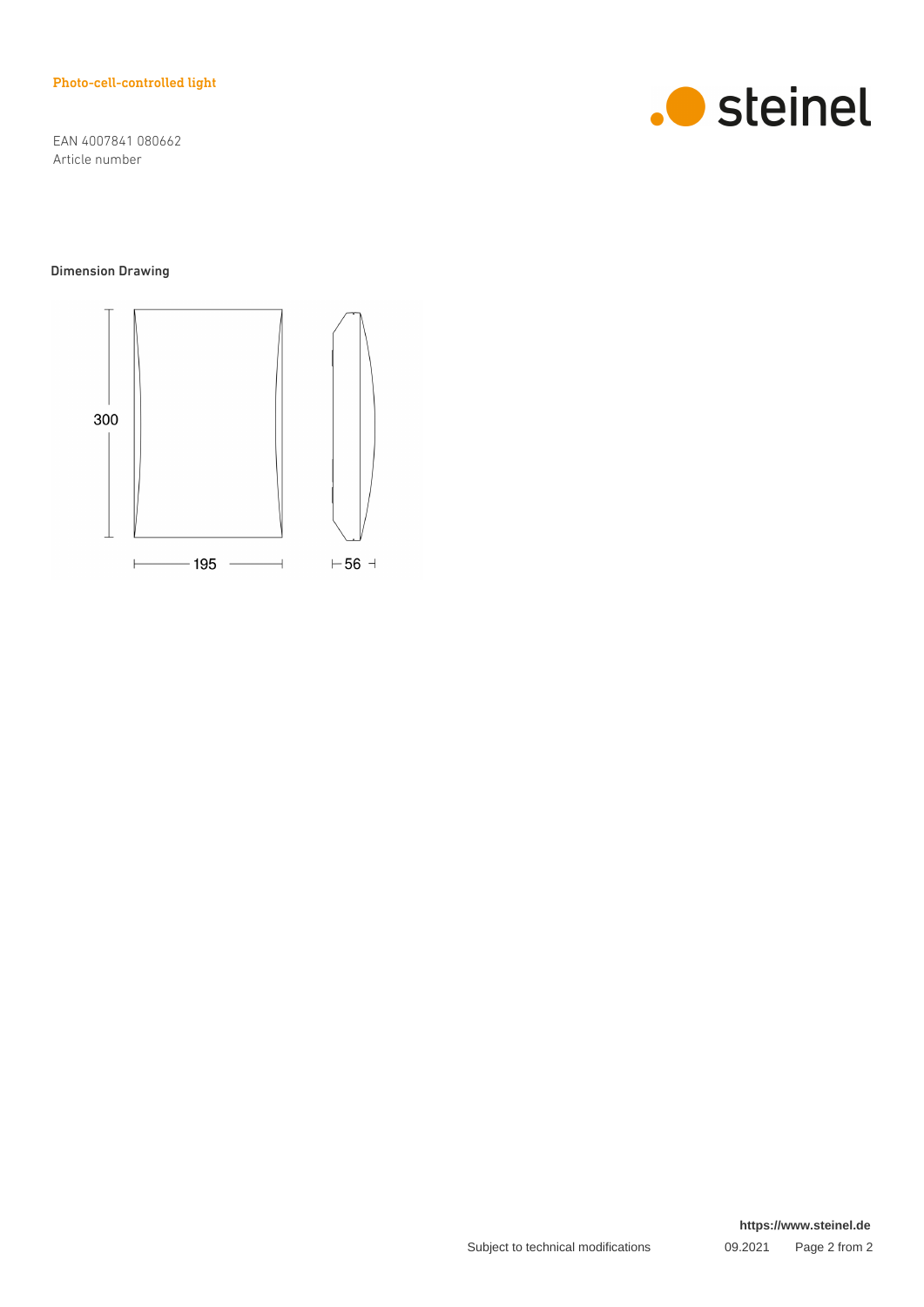Photo-cell-controlled light

EAN 4007841 080662
Article number

steinel

## Dimension Drawing

300

195

56

https://www.steinel.de

Subject to technical modifications

09.2021